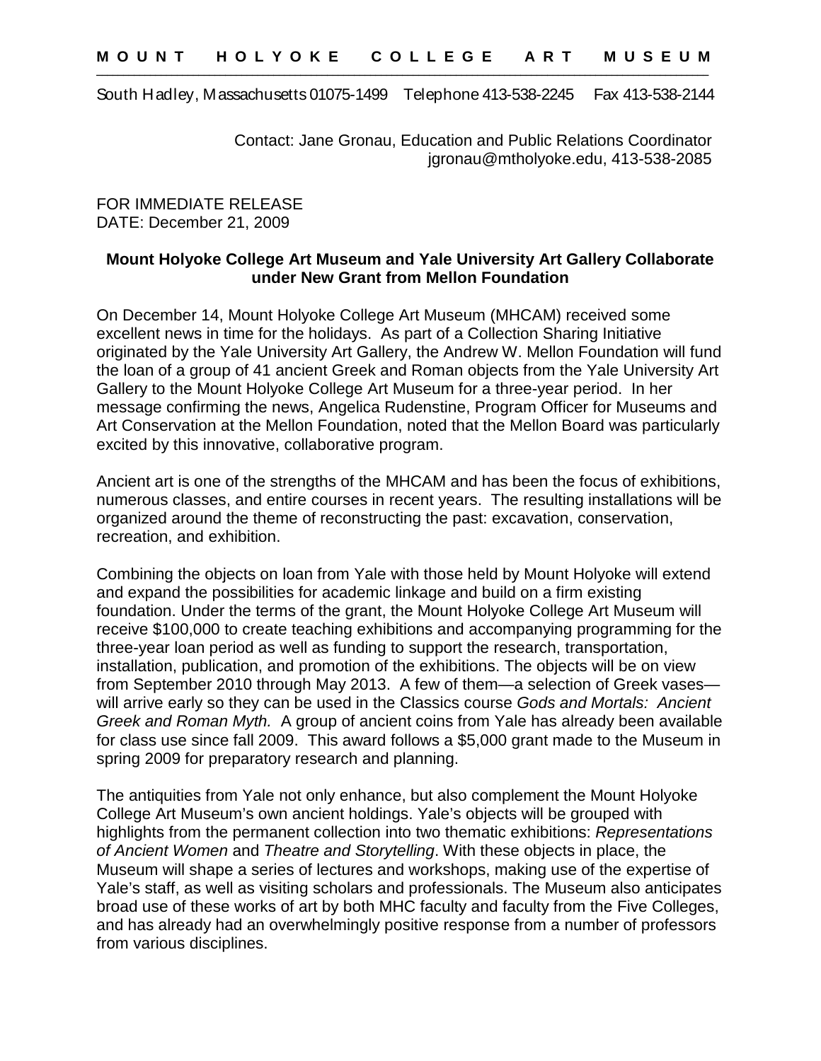**MOUNT HOLYOKE COLLEGE ART MUSEUM**

South Hadley, Massachusetts 01075-1499 Telephone 413-538-2245 Fax 413-538-2144

Contact: Jane Gronau, Education and Public Relations Coordinator
jgronau@mtholyoke.edu, 413-538-2085

FOR IMMEDIATE RELEASE
DATE: December 21, 2009

**Mount Holyoke College Art Museum and Yale University Art Gallery Collaborate under New Grant from Mellon Foundation**

On December 14, Mount Holyoke College Art Museum (MHCAM) received some excellent news in time for the holidays. As part of a Collection Sharing Initiative originated by the Yale University Art Gallery, the Andrew W. Mellon Foundation will fund the loan of a group of 41 ancient Greek and Roman objects from the Yale University Art Gallery to the Mount Holyoke College Art Museum for a three-year period. In her message confirming the news, Angelica Rudenstine, Program Officer for Museums and Art Conservation at the Mellon Foundation, noted that the Mellon Board was particularly excited by this innovative, collaborative program.

Ancient art is one of the strengths of the MHCAM and has been the focus of exhibitions, numerous classes, and entire courses in recent years. The resulting installations will be organized around the theme of reconstructing the past: excavation, conservation, recreation, and exhibition.

Combining the objects on loan from Yale with those held by Mount Holyoke will extend and expand the possibilities for academic linkage and build on a firm existing foundation. Under the terms of the grant, the Mount Holyoke College Art Museum will receive $100,000 to create teaching exhibitions and accompanying programming for the three-year loan period as well as funding to support the research, transportation, installation, publication, and promotion of the exhibitions. The objects will be on view from September 2010 through May 2013. A few of them—a selection of Greek vases—will arrive early so they can be used in the Classics course *Gods and Mortals: Ancient Greek and Roman Myth.* A group of ancient coins from Yale has already been available for class use since fall 2009. This award follows a $5,000 grant made to the Museum in spring 2009 for preparatory research and planning.

The antiquities from Yale not only enhance, but also complement the Mount Holyoke College Art Museum's own ancient holdings. Yale's objects will be grouped with highlights from the permanent collection into two thematic exhibitions: *Representations of Ancient Women* and *Theatre and Storytelling*. With these objects in place, the Museum will shape a series of lectures and workshops, making use of the expertise of Yale's staff, as well as visiting scholars and professionals. The Museum also anticipates broad use of these works of art by both MHC faculty and faculty from the Five Colleges, and has already had an overwhelmingly positive response from a number of professors from various disciplines.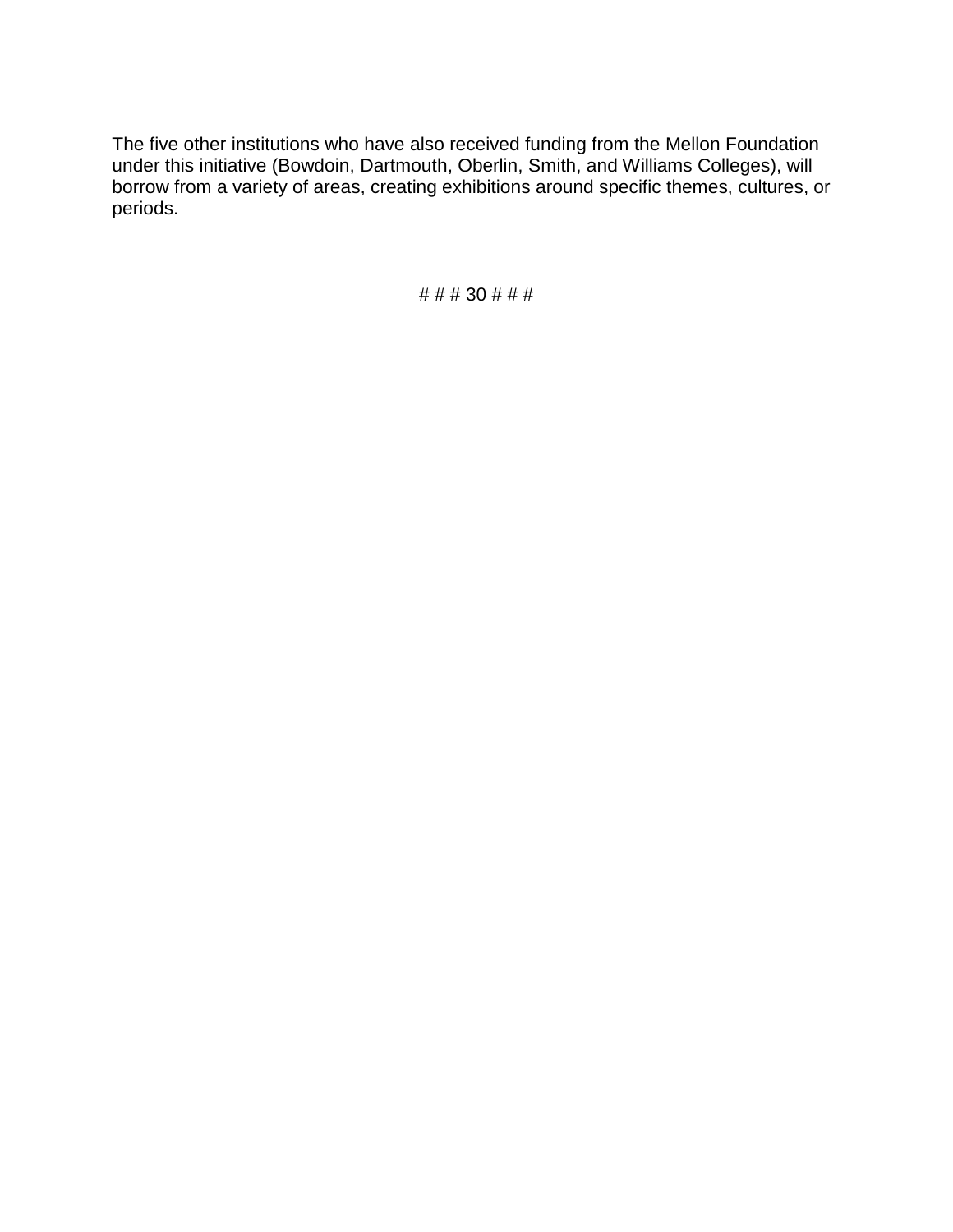The five other institutions who have also received funding from the Mellon Foundation under this initiative (Bowdoin, Dartmouth, Oberlin, Smith, and Williams Colleges), will borrow from a variety of areas, creating exhibitions around specific themes, cultures, or periods.

# # # 30 # # #